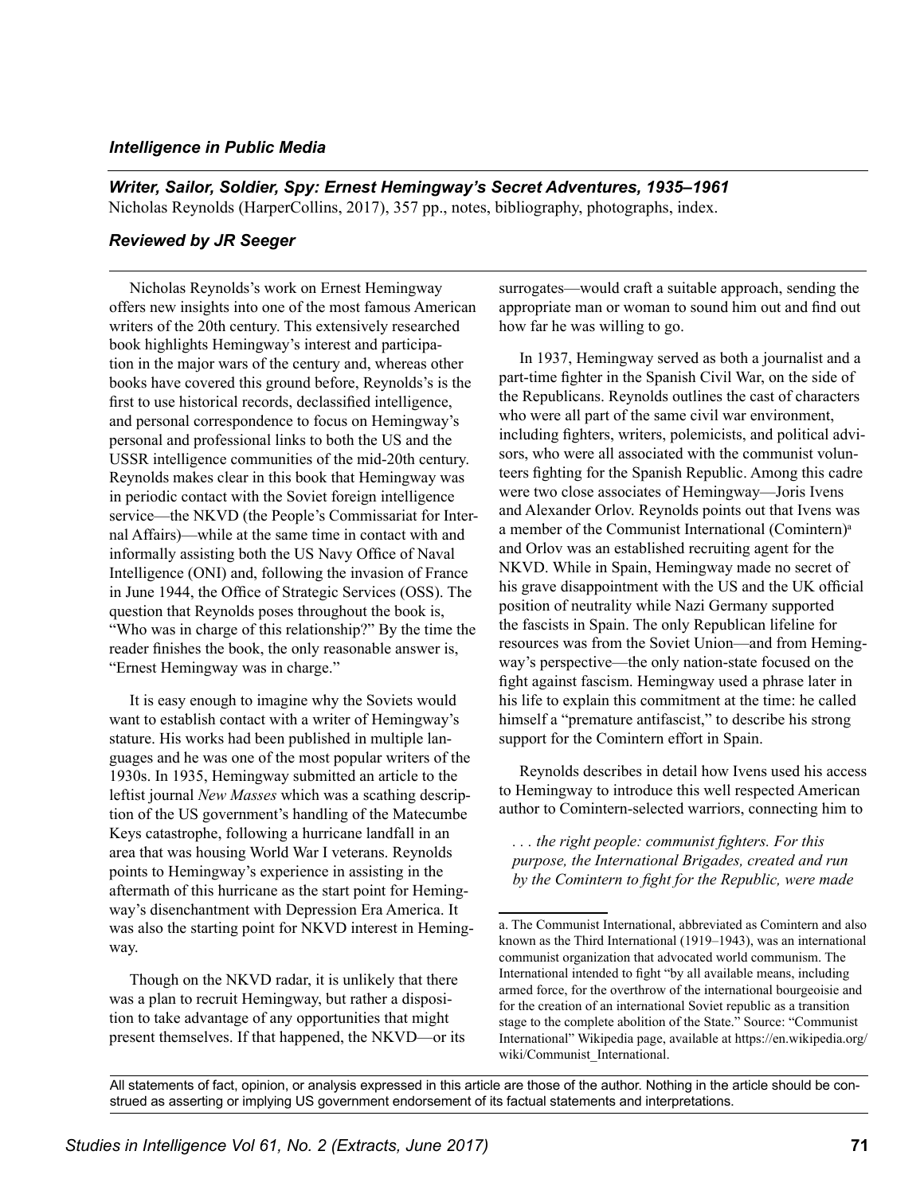### *Intelligence in Public Media*

***Writer, Sailor, Soldier, Spy: Ernest Hemingway's Secret Adventures, 1935–1961***
Nicholas Reynolds (HarperCollins, 2017), 357 pp., notes, bibliography, photographs, index.

***Reviewed by JR Seeger***

Nicholas Reynolds's work on Ernest Hemingway offers new insights into one of the most famous American writers of the 20th century. This extensively researched book highlights Hemingway's interest and participation in the major wars of the century and, whereas other books have covered this ground before, Reynolds's is the first to use historical records, declassified intelligence, and personal correspondence to focus on Hemingway's personal and professional links to both the US and the USSR intelligence communities of the mid-20th century. Reynolds makes clear in this book that Hemingway was in periodic contact with the Soviet foreign intelligence service—the NKVD (the People's Commissariat for Internal Affairs)—while at the same time in contact with and informally assisting both the US Navy Office of Naval Intelligence (ONI) and, following the invasion of France in June 1944, the Office of Strategic Services (OSS). The question that Reynolds poses throughout the book is, "Who was in charge of this relationship?" By the time the reader finishes the book, the only reasonable answer is, "Ernest Hemingway was in charge."

It is easy enough to imagine why the Soviets would want to establish contact with a writer of Hemingway's stature. His works had been published in multiple languages and he was one of the most popular writers of the 1930s. In 1935, Hemingway submitted an article to the leftist journal *New Masses* which was a scathing description of the US government's handling of the Matecumbe Keys catastrophe, following a hurricane landfall in an area that was housing World War I veterans. Reynolds points to Hemingway's experience in assisting in the aftermath of this hurricane as the start point for Hemingway's disenchantment with Depression Era America. It was also the starting point for NKVD interest in Hemingway.

Though on the NKVD radar, it is unlikely that there was a plan to recruit Hemingway, but rather a disposition to take advantage of any opportunities that might present themselves. If that happened, the NKVD—or its surrogates—would craft a suitable approach, sending the appropriate man or woman to sound him out and find out how far he was willing to go.

In 1937, Hemingway served as both a journalist and a part-time fighter in the Spanish Civil War, on the side of the Republicans. Reynolds outlines the cast of characters who were all part of the same civil war environment, including fighters, writers, polemicists, and political advisors, who were all associated with the communist volunteers fighting for the Spanish Republic. Among this cadre were two close associates of Hemingway—Joris Ivens and Alexander Orlov. Reynolds points out that Ivens was a member of the Communist International (Comintern)[a] and Orlov was an established recruiting agent for the NKVD. While in Spain, Hemingway made no secret of his grave disappointment with the US and the UK official position of neutrality while Nazi Germany supported the fascists in Spain. The only Republican lifeline for resources was from the Soviet Union—and from Hemingway's perspective—the only nation-state focused on the fight against fascism. Hemingway used a phrase later in his life to explain this commitment at the time: he called himself a "premature antifascist," to describe his strong support for the Comintern effort in Spain.

Reynolds describes in detail how Ivens used his access to Hemingway to introduce this well respected American author to Comintern-selected warriors, connecting him to

> *. . . the right people: communist fighters. For this purpose, the International Brigades, created and run by the Comintern to fight for the Republic, were made*

---

a. The Communist International, abbreviated as Comintern and also known as the Third International (1919–1943), was an international communist organization that advocated world communism. The International intended to fight "by all available means, including armed force, for the overthrow of the international bourgeoisie and for the creation of an international Soviet republic as a transition stage to the complete abolition of the State." Source: "Communist International" Wikipedia page, available at https://en.wikipedia.org/wiki/Communist_International.

All statements of fact, opinion, or analysis expressed in this article are those of the author. Nothing in the article should be construed as asserting or implying US government endorsement of its factual statements and interpretations.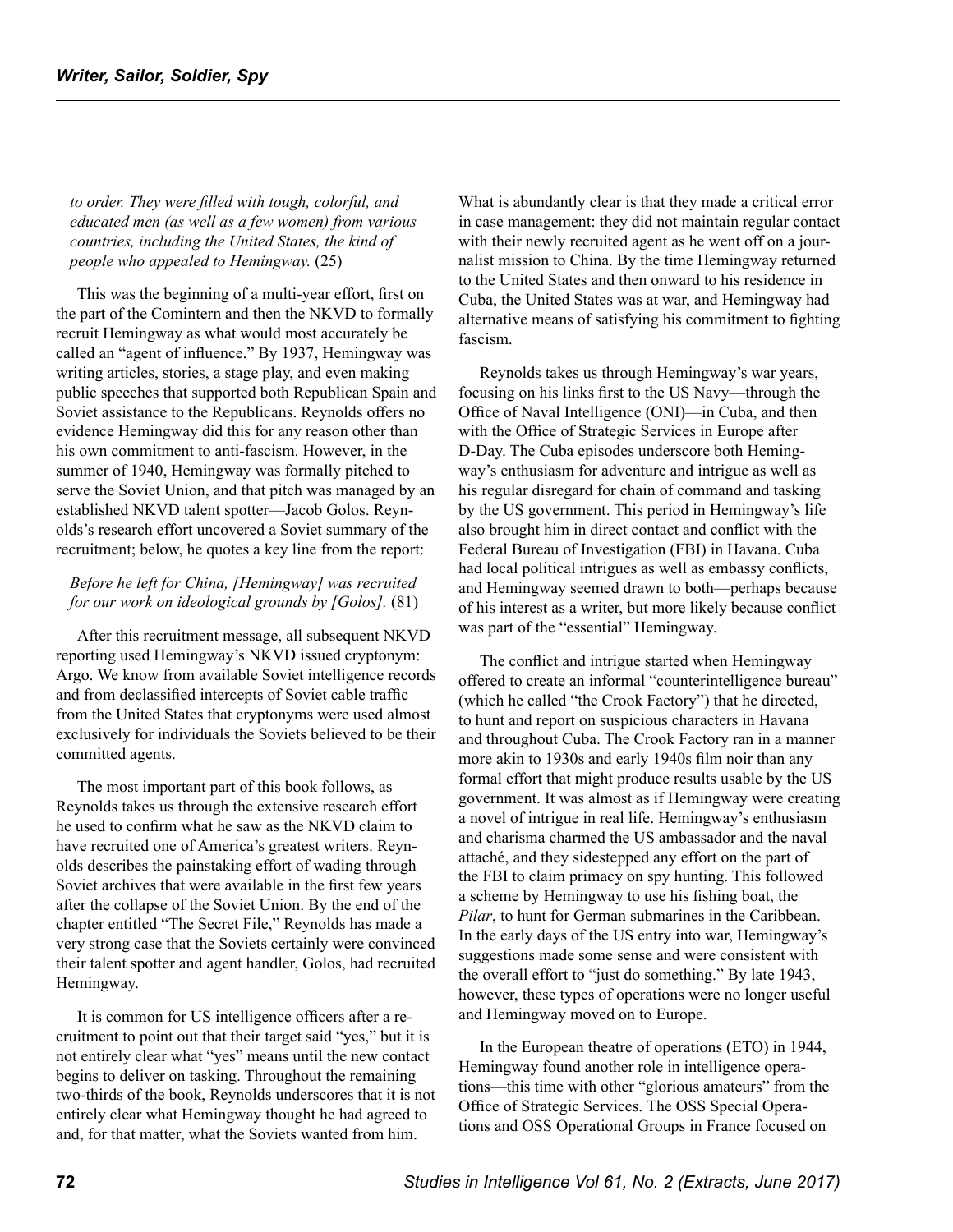*to order. They were filled with tough, colorful, and educated men (as well as a few women) from various countries, including the United States, the kind of people who appealed to Hemingway.* (25)

This was the beginning of a multi-year effort, first on the part of the Comintern and then the NKVD to formally recruit Hemingway as what would most accurately be called an "agent of influence." By 1937, Hemingway was writing articles, stories, a stage play, and even making public speeches that supported both Republican Spain and Soviet assistance to the Republicans. Reynolds offers no evidence Hemingway did this for any reason other than his own commitment to anti-fascism. However, in the summer of 1940, Hemingway was formally pitched to serve the Soviet Union, and that pitch was managed by an established NKVD talent spotter—Jacob Golos. Reynolds's research effort uncovered a Soviet summary of the recruitment; below, he quotes a key line from the report:

*Before he left for China, [Hemingway] was recruited for our work on ideological grounds by [Golos].* (81)

After this recruitment message, all subsequent NKVD reporting used Hemingway's NKVD issued cryptonym: Argo. We know from available Soviet intelligence records and from declassified intercepts of Soviet cable traffic from the United States that cryptonyms were used almost exclusively for individuals the Soviets believed to be their committed agents.

The most important part of this book follows, as Reynolds takes us through the extensive research effort he used to confirm what he saw as the NKVD claim to have recruited one of America's greatest writers. Reynolds describes the painstaking effort of wading through Soviet archives that were available in the first few years after the collapse of the Soviet Union. By the end of the chapter entitled "The Secret File," Reynolds has made a very strong case that the Soviets certainly were convinced their talent spotter and agent handler, Golos, had recruited Hemingway.

It is common for US intelligence officers after a recruitment to point out that their target said "yes," but it is not entirely clear what "yes" means until the new contact begins to deliver on tasking. Throughout the remaining two-thirds of the book, Reynolds underscores that it is not entirely clear what Hemingway thought he had agreed to and, for that matter, what the Soviets wanted from him. What is abundantly clear is that they made a critical error in case management: they did not maintain regular contact with their newly recruited agent as he went off on a journalist mission to China. By the time Hemingway returned to the United States and then onward to his residence in Cuba, the United States was at war, and Hemingway had alternative means of satisfying his commitment to fighting fascism.

Reynolds takes us through Hemingway's war years, focusing on his links first to the US Navy—through the Office of Naval Intelligence (ONI)—in Cuba, and then with the Office of Strategic Services in Europe after D-Day. The Cuba episodes underscore both Hemingway's enthusiasm for adventure and intrigue as well as his regular disregard for chain of command and tasking by the US government. This period in Hemingway's life also brought him in direct contact and conflict with the Federal Bureau of Investigation (FBI) in Havana. Cuba had local political intrigues as well as embassy conflicts, and Hemingway seemed drawn to both—perhaps because of his interest as a writer, but more likely because conflict was part of the "essential" Hemingway.

The conflict and intrigue started when Hemingway offered to create an informal "counterintelligence bureau" (which he called "the Crook Factory") that he directed, to hunt and report on suspicious characters in Havana and throughout Cuba. The Crook Factory ran in a manner more akin to 1930s and early 1940s film noir than any formal effort that might produce results usable by the US government. It was almost as if Hemingway were creating a novel of intrigue in real life. Hemingway's enthusiasm and charisma charmed the US ambassador and the naval attaché, and they sidestepped any effort on the part of the FBI to claim primacy on spy hunting. This followed a scheme by Hemingway to use his fishing boat, the *Pilar*, to hunt for German submarines in the Caribbean. In the early days of the US entry into war, Hemingway's suggestions made some sense and were consistent with the overall effort to "just do something." By late 1943, however, these types of operations were no longer useful and Hemingway moved on to Europe.

In the European theatre of operations (ETO) in 1944, Hemingway found another role in intelligence operations—this time with other "glorious amateurs" from the Office of Strategic Services. The OSS Special Operations and OSS Operational Groups in France focused on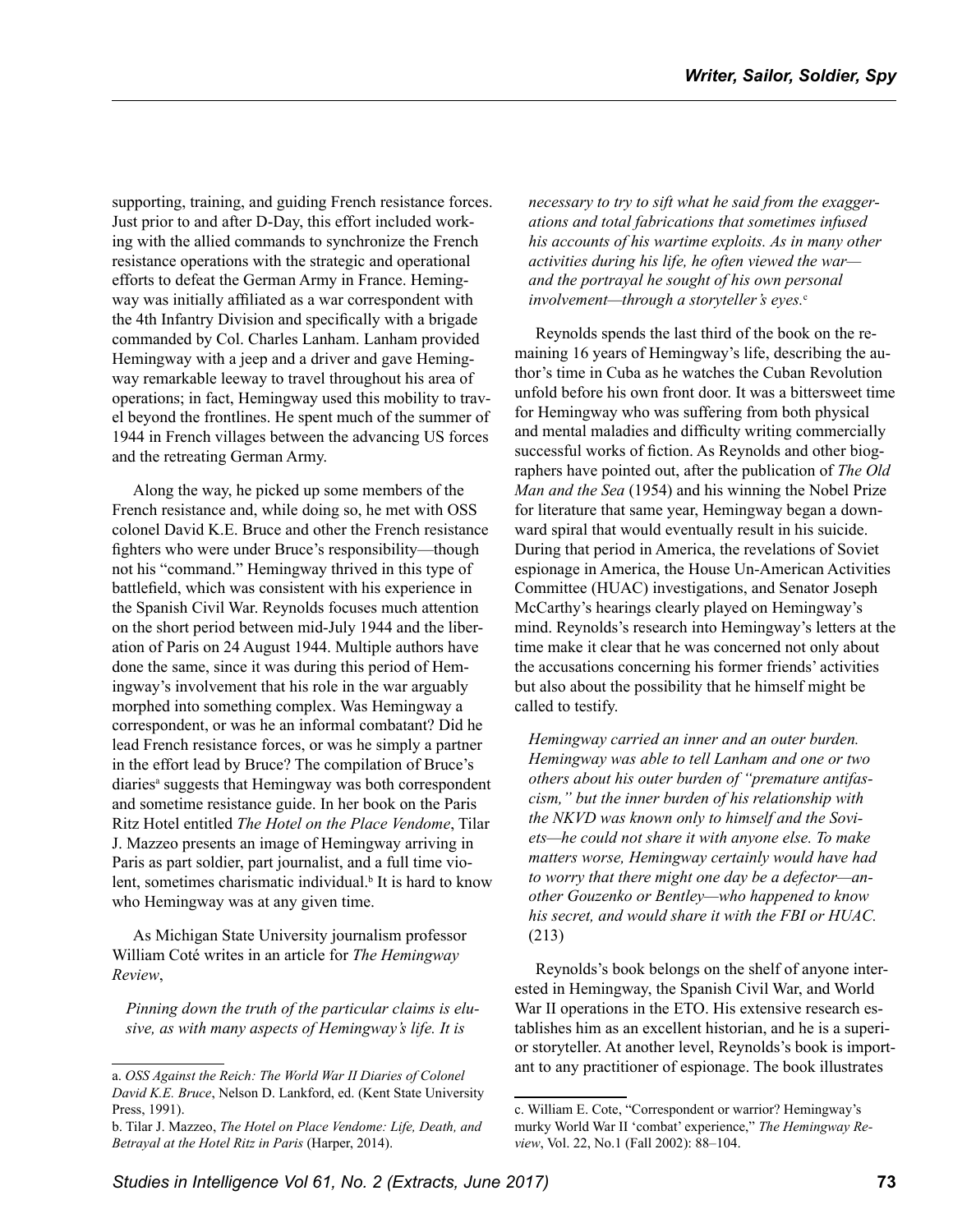supporting, training, and guiding French resistance forces. Just prior to and after D-Day, this effort included working with the allied commands to synchronize the French resistance operations with the strategic and operational efforts to defeat the German Army in France. Hemingway was initially affiliated as a war correspondent with the 4th Infantry Division and specifically with a brigade commanded by Col. Charles Lanham. Lanham provided Hemingway with a jeep and a driver and gave Hemingway remarkable leeway to travel throughout his area of operations; in fact, Hemingway used this mobility to travel beyond the frontlines. He spent much of the summer of 1944 in French villages between the advancing US forces and the retreating German Army.

Along the way, he picked up some members of the French resistance and, while doing so, he met with OSS colonel David K.E. Bruce and other the French resistance fighters who were under Bruce's responsibility—though not his "command." Hemingway thrived in this type of battlefield, which was consistent with his experience in the Spanish Civil War. Reynolds focuses much attention on the short period between mid-July 1944 and the liberation of Paris on 24 August 1944. Multiple authors have done the same, since it was during this period of Hemingway's involvement that his role in the war arguably morphed into something complex. Was Hemingway a correspondent, or was he an informal combatant? Did he lead French resistance forces, or was he simply a partner in the effort lead by Bruce? The compilation of Bruce's diaries[a] suggests that Hemingway was both correspondent and sometime resistance guide. In her book on the Paris Ritz Hotel entitled *The Hotel on the Place Vendome*, Tilar J. Mazzeo presents an image of Hemingway arriving in Paris as part soldier, part journalist, and a full time violent, sometimes charismatic individual.[b] It is hard to know who Hemingway was at any given time.

As Michigan State University journalism professor William Coté writes in an article for *The Hemingway Review*,

> *Pinning down the truth of the particular claims is elusive, as with many aspects of Hemingway's life. It is necessary to try to sift what he said from the exaggerations and total fabrications that sometimes infused his accounts of his wartime exploits. As in many other activities during his life, he often viewed the war—and the portrayal he sought of his own personal involvement—through a storyteller's eyes.*[c]

Reynolds spends the last third of the book on the remaining 16 years of Hemingway's life, describing the author's time in Cuba as he watches the Cuban Revolution unfold before his own front door. It was a bittersweet time for Hemingway who was suffering from both physical and mental maladies and difficulty writing commercially successful works of fiction. As Reynolds and other biographers have pointed out, after the publication of *The Old Man and the Sea* (1954) and his winning the Nobel Prize for literature that same year, Hemingway began a downward spiral that would eventually result in his suicide. During that period in America, the revelations of Soviet espionage in America, the House Un-American Activities Committee (HUAC) investigations, and Senator Joseph McCarthy's hearings clearly played on Hemingway's mind. Reynolds's research into Hemingway's letters at the time make it clear that he was concerned not only about the accusations concerning his former friends' activities but also about the possibility that he himself might be called to testify.

> *Hemingway carried an inner and an outer burden. Hemingway was able to tell Lanham and one or two others about his outer burden of "premature antifascism," but the inner burden of his relationship with the NKVD was known only to himself and the Soviets—he could not share it with anyone else. To make matters worse, Hemingway certainly would have had to worry that there might one day be a defector—another Gouzenko or Bentley—who happened to know his secret, and would share it with the FBI or HUAC.* (213)

Reynolds's book belongs on the shelf of anyone interested in Hemingway, the Spanish Civil War, and World War II operations in the ETO. His extensive research establishes him as an excellent historian, and he is a superior storyteller. At another level, Reynolds's book is important to any practitioner of espionage. The book illustrates

---

a. *OSS Against the Reich: The World War II Diaries of Colonel David K.E. Bruce*, Nelson D. Lankford, ed. (Kent State University Press, 1991).

b. Tilar J. Mazzeo, *The Hotel on Place Vendome: Life, Death, and Betrayal at the Hotel Ritz in Paris* (Harper, 2014).

c. William E. Cote, "Correspondent or warrior? Hemingway's murky World War II 'combat' experience," *The Hemingway Review*, Vol. 22, No.1 (Fall 2002): 88–104.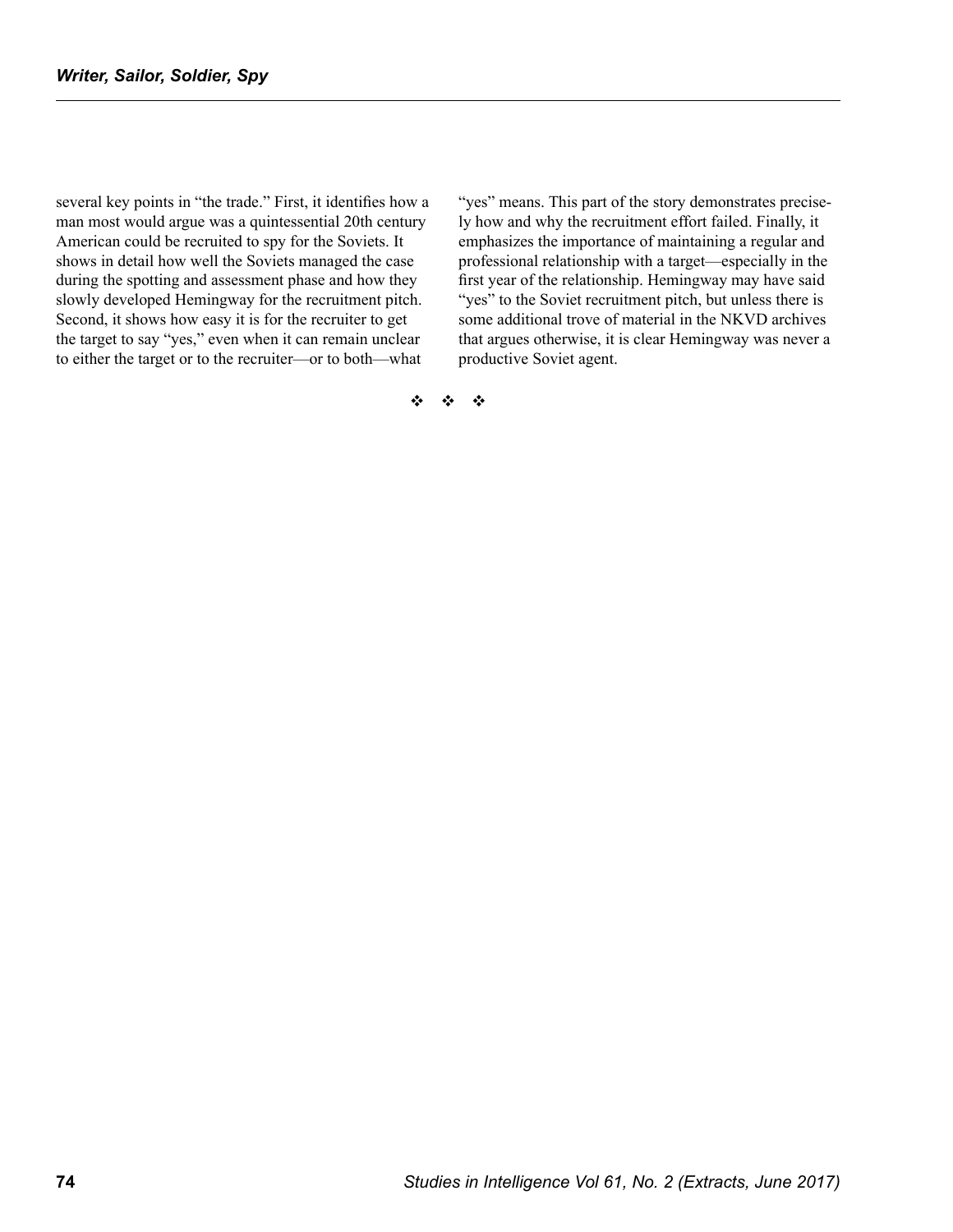several key points in "the trade." First, it identifies how a man most would argue was a quintessential 20th century American could be recruited to spy for the Soviets. It shows in detail how well the Soviets managed the case during the spotting and assessment phase and how they slowly developed Hemingway for the recruitment pitch. Second, it shows how easy it is for the recruiter to get the target to say "yes," even when it can remain unclear to either the target or to the recruiter—or to both—what "yes" means. This part of the story demonstrates precisely how and why the recruitment effort failed. Finally, it emphasizes the importance of maintaining a regular and professional relationship with a target—especially in the first year of the relationship. Hemingway may have said "yes" to the Soviet recruitment pitch, but unless there is some additional trove of material in the NKVD archives that argues otherwise, it is clear Hemingway was never a productive Soviet agent.

❖ ❖ ❖